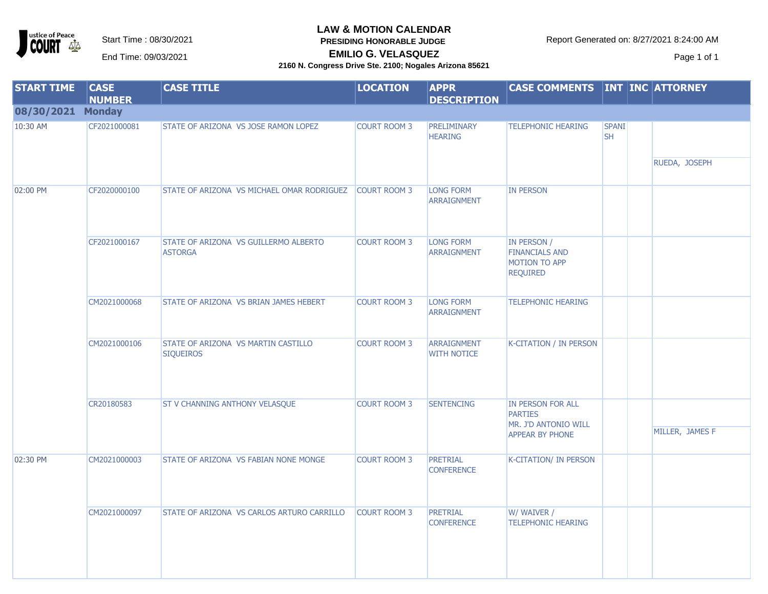# LAW & MOTION CALENDAR

**PRESIDING HONORABLE JUDGE**

**EMILIO G. VELASQUEZ**

**2160 N. Congress Drive Ste. 2100; Nogales Arizona 85621**

Justice of Peace COURT

Start Time : 08/30/2021

End Time: 09/03/2021

Report Generated on: 8/27/2021 8:24:00 AM

| START TIME | CASE NUMBER | CASE TITLE | LOCATION | APPR DESCRIPTION | CASE COMMENTS | INT | INC | ATTORNEY |
|---|---|---|---|---|---|---|---|---|
| **08/30/2021 Monday** | | | | | | | | |
| 10:30 AM | CF2021000081 | STATE OF ARIZONA VS JOSE RAMON LOPEZ | COURT ROOM 3 | PRELIMINARY HEARING | TELEPHONIC HEARING | SPANISH | | RUEDA, JOSEPH |
| 02:00 PM | CF2020000100 | STATE OF ARIZONA VS MICHAEL OMAR RODRIGUEZ | COURT ROOM 3 | LONG FORM ARRAIGNMENT | IN PERSON | | | |
| | CF2021000167 | STATE OF ARIZONA VS GUILLERMO ALBERTO ASTORGA | COURT ROOM 3 | LONG FORM ARRAIGNMENT | IN PERSON / FINANCIALS AND MOTION TO APP REQUIRED | | | |
| | CM2021000068 | STATE OF ARIZONA VS BRIAN JAMES HEBERT | COURT ROOM 3 | LONG FORM ARRAIGNMENT | TELEPHONIC HEARING | | | |
| | CM2021000106 | STATE OF ARIZONA VS MARTIN CASTILLO SIQUEIROS | COURT ROOM 3 | ARRAIGNMENT WITH NOTICE | K-CITATION / IN PERSON | | | |
| | CR20180583 | ST V CHANNING ANTHONY VELASQUE | COURT ROOM 3 | SENTENCING | IN PERSON FOR ALL PARTIES MR. J'D ANTONIO WILL APPEAR BY PHONE | | | MILLER, JAMES F |
| 02:30 PM | CM2021000003 | STATE OF ARIZONA VS FABIAN NONE MONGE | COURT ROOM 3 | PRETRIAL CONFERENCE | K-CITATION/ IN PERSON | | | |
| | CM2021000097 | STATE OF ARIZONA VS CARLOS ARTURO CARRILLO | COURT ROOM 3 | PRETRIAL CONFERENCE | W/ WAIVER / TELEPHONIC HEARING | | | |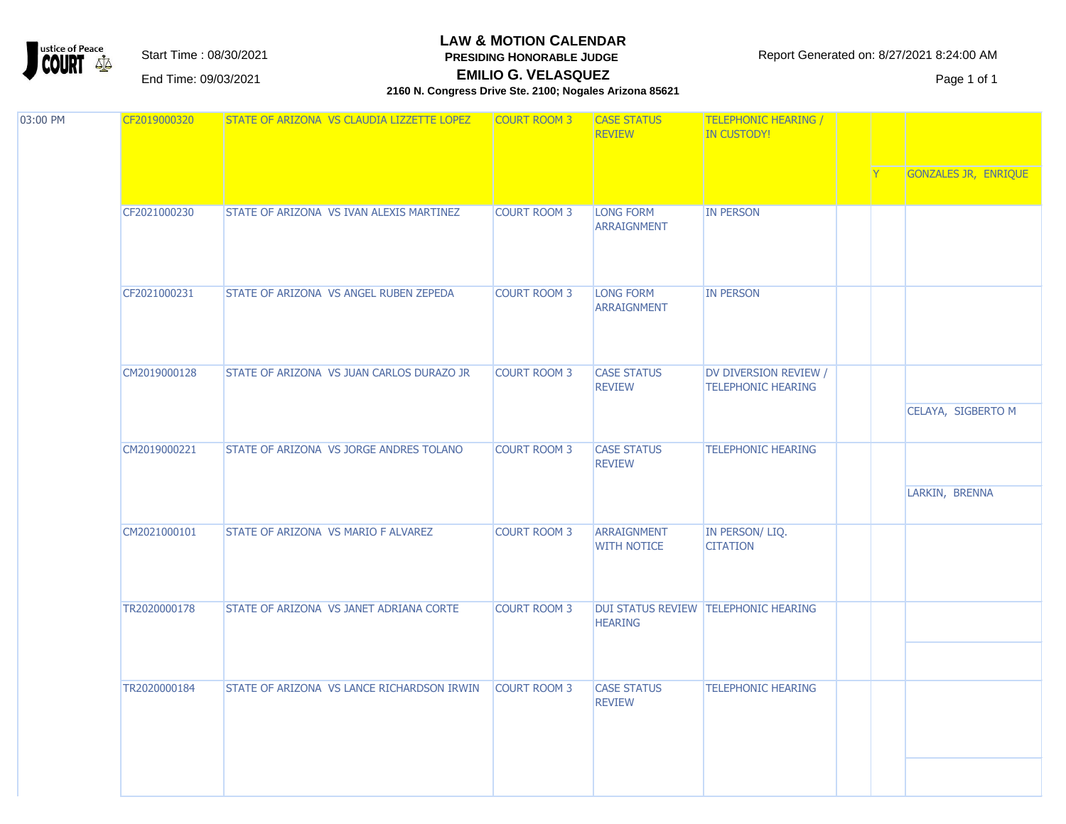# LAW & MOTION CALENDAR

**PRESIDING HONORABLE JUDGE**

**EMILIO G. VELASQUEZ**

**2160 N. Congress Drive Ste. 2100; Nogales Arizona 85621**

Start Time : 08/30/2021

End Time: 09/03/2021

Report Generated on: 8/27/2021 8:24:00 AM

| Time | Case Number | Case Name | Location | Hearing Type | Notes | | | Attorney |
|---|---|---|---|---|---|---|---|---|
| 03:00 PM | CF2019000320 | STATE OF ARIZONA VS CLAUDIA LIZZETTE LOPEZ | COURT ROOM 3 | CASE STATUS REVIEW | TELEPHONIC HEARING / IN CUSTODY! | | Y | GONZALES JR, ENRIQUE |
| | CF2021000230 | STATE OF ARIZONA VS IVAN ALEXIS MARTINEZ | COURT ROOM 3 | LONG FORM ARRAIGNMENT | IN PERSON | | | |
| | CF2021000231 | STATE OF ARIZONA VS ANGEL RUBEN ZEPEDA | COURT ROOM 3 | LONG FORM ARRAIGNMENT | IN PERSON | | | |
| | CM2019000128 | STATE OF ARIZONA VS JUAN CARLOS DURAZO JR | COURT ROOM 3 | CASE STATUS REVIEW | DV DIVERSION REVIEW / TELEPHONIC HEARING | | | CELAYA, SIGBERTO M |
| | CM2019000221 | STATE OF ARIZONA VS JORGE ANDRES TOLANO | COURT ROOM 3 | CASE STATUS REVIEW | TELEPHONIC HEARING | | | LARKIN, BRENNA |
| | CM2021000101 | STATE OF ARIZONA VS MARIO F ALVAREZ | COURT ROOM 3 | ARRAIGNMENT WITH NOTICE | IN PERSON/ LIQ. CITATION | | | |
| | TR2020000178 | STATE OF ARIZONA VS JANET ADRIANA CORTE | COURT ROOM 3 | DUI STATUS REVIEW HEARING | TELEPHONIC HEARING | | | |
| | TR2020000184 | STATE OF ARIZONA VS LANCE RICHARDSON IRWIN | COURT ROOM 3 | CASE STATUS REVIEW | TELEPHONIC HEARING | | | |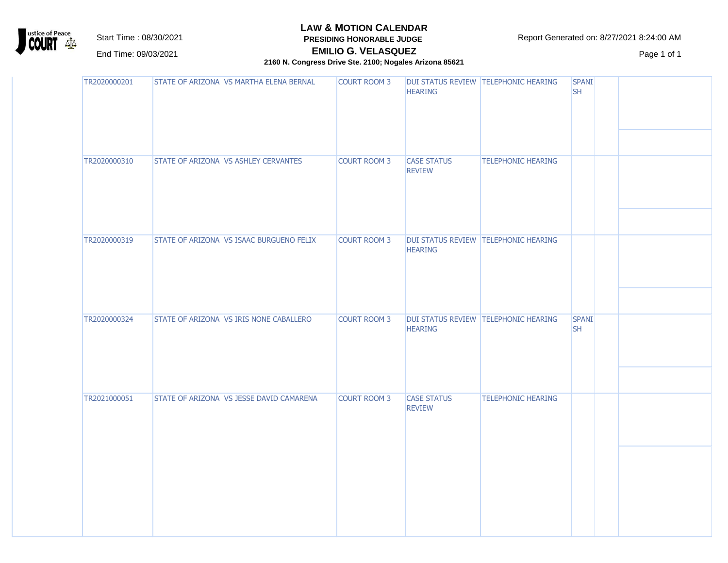# LAW & MOTION CALENDAR

**PRESIDING HONORABLE JUDGE**

**EMILIO G. VELASQUEZ**

**2160 N. Congress Drive Ste. 2100; Nogales Arizona 85621**

Start Time : 08/30/2021

End Time: 09/03/2021

Report Generated on: 8/27/2021 8:24:00 AM

| | Case Number | Case Title | Location | Hearing Type | Hearing Method | Interpreter | | |
|---|---|---|---|---|---|---|---|---|
| | TR2020000201 | STATE OF ARIZONA VS MARTHA ELENA BERNAL | COURT ROOM 3 | DUI STATUS REVIEW HEARING | TELEPHONIC HEARING | SPANISH | | |
| | TR2020000310 | STATE OF ARIZONA VS ASHLEY CERVANTES | COURT ROOM 3 | CASE STATUS REVIEW | TELEPHONIC HEARING | | | |
| | TR2020000319 | STATE OF ARIZONA VS ISAAC BURGUENO FELIX | COURT ROOM 3 | DUI STATUS REVIEW HEARING | TELEPHONIC HEARING | | | |
| | TR2020000324 | STATE OF ARIZONA VS IRIS NONE CABALLERO | COURT ROOM 3 | DUI STATUS REVIEW HEARING | TELEPHONIC HEARING | SPANISH | | |
| | TR2021000051 | STATE OF ARIZONA VS JESSE DAVID CAMARENA | COURT ROOM 3 | CASE STATUS REVIEW | TELEPHONIC HEARING | | | |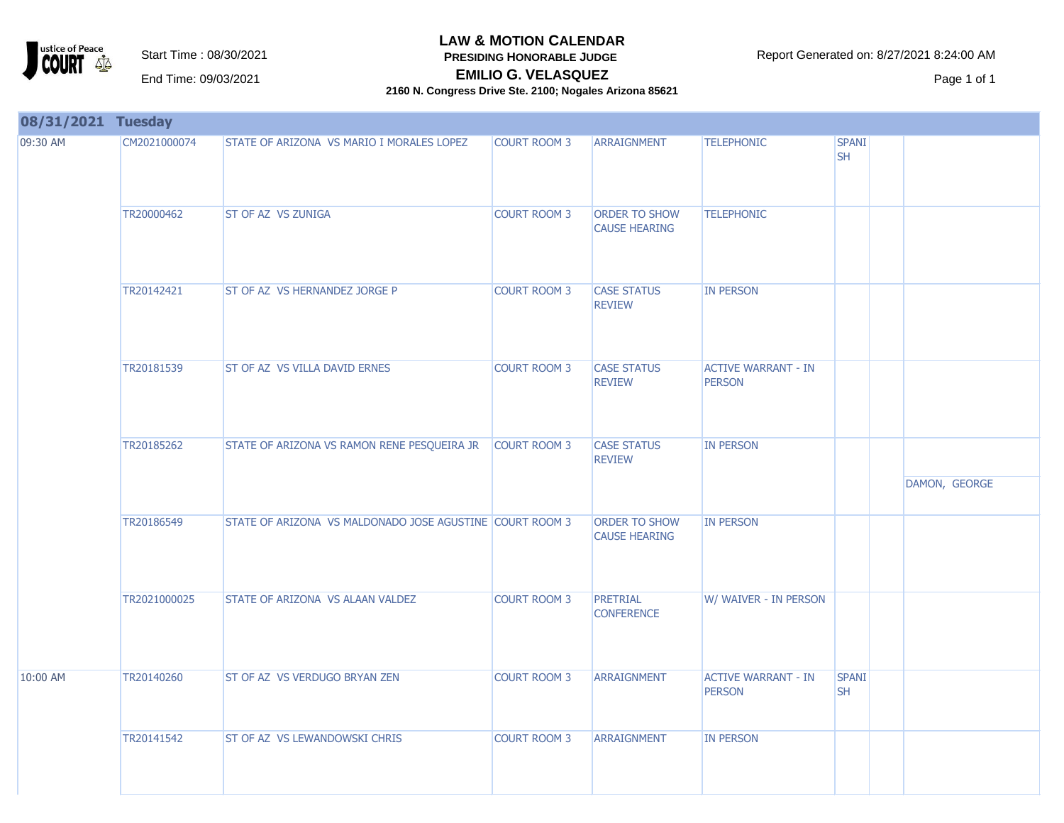# LAW & MOTION CALENDAR

**PRESIDING HONORABLE JUDGE**

**EMILIO G. VELASQUEZ**

**2160 N. Congress Drive Ste. 2100; Nogales Arizona 85621**

Start Time : 08/30/2021

End Time: 09/03/2021

Report Generated on: 8/27/2021 8:24:00 AM

## 08/31/2021 Tuesday

| Time | Case No. | Case Name | Location | Hearing Type | Appearance | Interpreter | | Attorney |
|---|---|---|---|---|---|---|---|---|
| 09:30 AM | CM2021000074 | STATE OF ARIZONA VS MARIO I MORALES LOPEZ | COURT ROOM 3 | ARRAIGNMENT | TELEPHONIC | SPANISH | | |
| | TR20000462 | ST OF AZ VS ZUNIGA | COURT ROOM 3 | ORDER TO SHOW CAUSE HEARING | TELEPHONIC | | | |
| | TR20142421 | ST OF AZ VS HERNANDEZ JORGE P | COURT ROOM 3 | CASE STATUS REVIEW | IN PERSON | | | |
| | TR20181539 | ST OF AZ VS VILLA DAVID ERNES | COURT ROOM 3 | CASE STATUS REVIEW | ACTIVE WARRANT - IN PERSON | | | |
| | TR20185262 | STATE OF ARIZONA VS RAMON RENE PESQUEIRA JR | COURT ROOM 3 | CASE STATUS REVIEW | IN PERSON | | | DAMON, GEORGE |
| | TR20186549 | STATE OF ARIZONA VS MALDONADO JOSE AGUSTINE | COURT ROOM 3 | ORDER TO SHOW CAUSE HEARING | IN PERSON | | | |
| | TR2021000025 | STATE OF ARIZONA VS ALAAN VALDEZ | COURT ROOM 3 | PRETRIAL CONFERENCE | W/ WAIVER - IN PERSON | | | |
| 10:00 AM | TR20140260 | ST OF AZ VS VERDUGO BRYAN ZEN | COURT ROOM 3 | ARRAIGNMENT | ACTIVE WARRANT - IN PERSON | SPANISH | | |
| | TR20141542 | ST OF AZ VS LEWANDOWSKI CHRIS | COURT ROOM 3 | ARRAIGNMENT | IN PERSON | | | |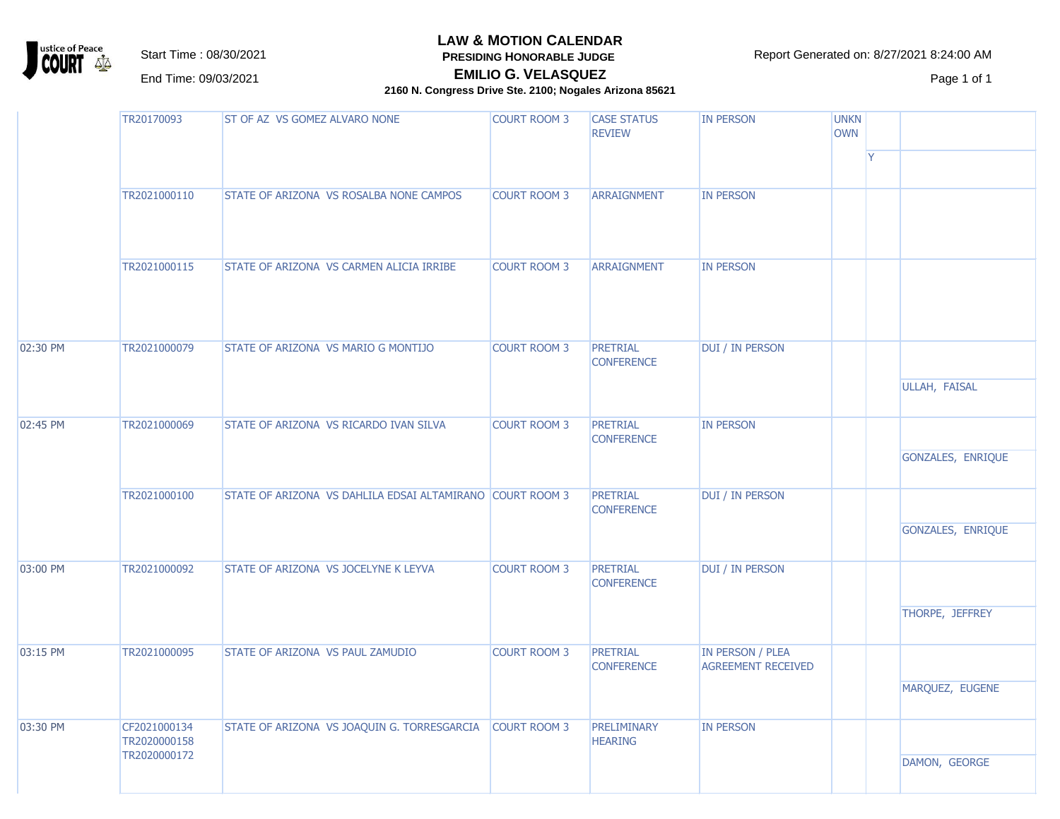# LAW & MOTION CALENDAR

**PRESIDING HONORABLE JUDGE**

**EMILIO G. VELASQUEZ**

**2160 N. Congress Drive Ste. 2100; Nogales Arizona 85621**

Start Time : 08/30/2021

End Time: 09/03/2021

Report Generated on: 8/27/2021 8:24:00 AM

| | | | | | | | | |
|---|---|---|---|---|---|---|---|---|
| | TR20170093 | ST OF AZ VS GOMEZ ALVARO NONE | COURT ROOM 3 | CASE STATUS REVIEW | IN PERSON | UNKNOWN | | |
| | | | | | | | Y | |
| | TR2021000110 | STATE OF ARIZONA VS ROSALBA NONE CAMPOS | COURT ROOM 3 | ARRAIGNMENT | IN PERSON | | | |
| | TR2021000115 | STATE OF ARIZONA VS CARMEN ALICIA IRRIBE | COURT ROOM 3 | ARRAIGNMENT | IN PERSON | | | |
| 02:30 PM | TR2021000079 | STATE OF ARIZONA VS MARIO G MONTIJO | COURT ROOM 3 | PRETRIAL CONFERENCE | DUI / IN PERSON | | | ULLAH, FAISAL |
| 02:45 PM | TR2021000069 | STATE OF ARIZONA VS RICARDO IVAN SILVA | COURT ROOM 3 | PRETRIAL CONFERENCE | IN PERSON | | | GONZALES, ENRIQUE |
| | TR2021000100 | STATE OF ARIZONA VS DAHLILA EDSAI ALTAMIRANO | COURT ROOM 3 | PRETRIAL CONFERENCE | DUI / IN PERSON | | | GONZALES, ENRIQUE |
| 03:00 PM | TR2021000092 | STATE OF ARIZONA VS JOCELYNE K LEYVA | COURT ROOM 3 | PRETRIAL CONFERENCE | DUI / IN PERSON | | | THORPE, JEFFREY |
| 03:15 PM | TR2021000095 | STATE OF ARIZONA VS PAUL ZAMUDIO | COURT ROOM 3 | PRETRIAL CONFERENCE | IN PERSON / PLEA AGREEMENT RECEIVED | | | MARQUEZ, EUGENE |
| 03:30 PM | CF2021000134<br>TR2020000158<br>TR2020000172 | STATE OF ARIZONA VS JOAQUIN G. TORRESGARCIA | COURT ROOM 3 | PRELIMINARY HEARING | IN PERSON | | | DAMON, GEORGE |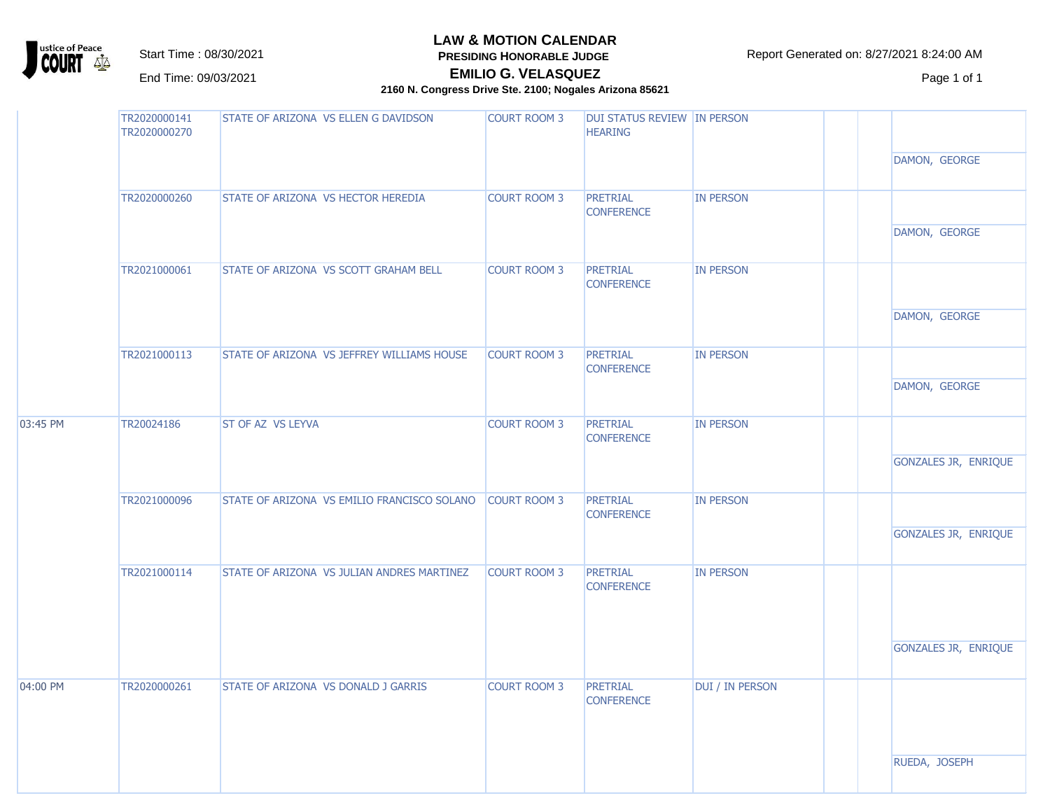# LAW & MOTION CALENDAR

**PRESIDING HONORABLE JUDGE**

**EMILIO G. VELASQUEZ**

**2160 N. Congress Drive Ste. 2100; Nogales Arizona 85621**

Start Time : 08/30/2021

End Time: 09/03/2021

Report Generated on: 8/27/2021 8:24:00 AM

| Time | Case Number | Case Name | Location | Hearing Type | Notes | | | Attorney |
|---|---|---|---|---|---|---|---|---|
| | TR2020000141 TR2020000270 | STATE OF ARIZONA VS ELLEN G DAVIDSON | COURT ROOM 3 | DUI STATUS REVIEW HEARING | IN PERSON | | | DAMON, GEORGE |
| | TR2020000260 | STATE OF ARIZONA VS HECTOR HEREDIA | COURT ROOM 3 | PRETRIAL CONFERENCE | IN PERSON | | | DAMON, GEORGE |
| | TR2021000061 | STATE OF ARIZONA VS SCOTT GRAHAM BELL | COURT ROOM 3 | PRETRIAL CONFERENCE | IN PERSON | | | DAMON, GEORGE |
| | TR2021000113 | STATE OF ARIZONA VS JEFFREY WILLIAMS HOUSE | COURT ROOM 3 | PRETRIAL CONFERENCE | IN PERSON | | | DAMON, GEORGE |
| 03:45 PM | TR20024186 | ST OF AZ VS LEYVA | COURT ROOM 3 | PRETRIAL CONFERENCE | IN PERSON | | | GONZALES JR, ENRIQUE |
| | TR2021000096 | STATE OF ARIZONA VS EMILIO FRANCISCO SOLANO | COURT ROOM 3 | PRETRIAL CONFERENCE | IN PERSON | | | GONZALES JR, ENRIQUE |
| | TR2021000114 | STATE OF ARIZONA VS JULIAN ANDRES MARTINEZ | COURT ROOM 3 | PRETRIAL CONFERENCE | IN PERSON | | | GONZALES JR, ENRIQUE |
| 04:00 PM | TR2020000261 | STATE OF ARIZONA VS DONALD J GARRIS | COURT ROOM 3 | PRETRIAL CONFERENCE | DUI / IN PERSON | | | RUEDA, JOSEPH |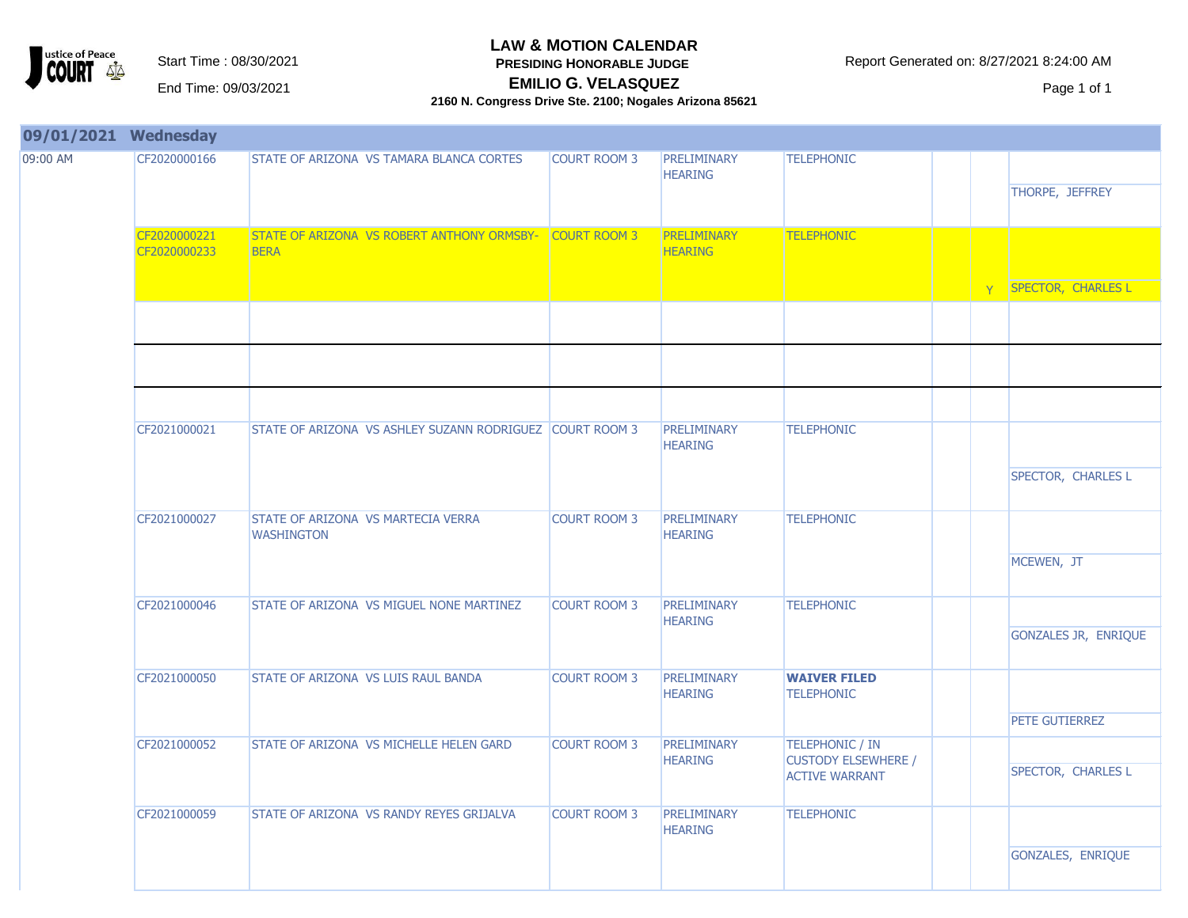# LAW & MOTION CALENDAR

**PRESIDING HONORABLE JUDGE**

**EMILIO G. VELASQUEZ**

**2160 N. Congress Drive Ste. 2100; Nogales Arizona 85621**

Start Time : 08/30/2021

End Time: 09/03/2021

Report Generated on: 8/27/2021 8:24:00 AM

## 09/01/2021 Wednesday

| Time | Case Number | Case Title | Location | Hearing Type | Notes | | | Attorney |
|---|---|---|---|---|---|---|---|---|
| 09:00 AM | CF2020000166 | STATE OF ARIZONA VS TAMARA BLANCA CORTES | COURT ROOM 3 | PRELIMINARY HEARING | TELEPHONIC | | | THORPE, JEFFREY |
| | CF2020000221 CF2020000233 | STATE OF ARIZONA VS ROBERT ANTHONY ORMSBY-BERA | COURT ROOM 3 | PRELIMINARY HEARING | TELEPHONIC | | Y | SPECTOR, CHARLES L |
| | | | | | | | | |
| | | | | | | | | |
| | | | | | | | | |
| | CF2021000021 | STATE OF ARIZONA VS ASHLEY SUZANN RODRIGUEZ | COURT ROOM 3 | PRELIMINARY HEARING | TELEPHONIC | | | SPECTOR, CHARLES L |
| | CF2021000027 | STATE OF ARIZONA VS MARTECIA VERRA WASHINGTON | COURT ROOM 3 | PRELIMINARY HEARING | TELEPHONIC | | | MCEWEN, JT |
| | CF2021000046 | STATE OF ARIZONA VS MIGUEL NONE MARTINEZ | COURT ROOM 3 | PRELIMINARY HEARING | TELEPHONIC | | | GONZALES JR, ENRIQUE |
| | CF2021000050 | STATE OF ARIZONA VS LUIS RAUL BANDA | COURT ROOM 3 | PRELIMINARY HEARING | **WAIVER FILED** TELEPHONIC | | | PETE GUTIERREZ |
| | CF2021000052 | STATE OF ARIZONA VS MICHELLE HELEN GARD | COURT ROOM 3 | PRELIMINARY HEARING | TELEPHONIC / IN CUSTODY ELSEWHERE / ACTIVE WARRANT | | | SPECTOR, CHARLES L |
| | CF2021000059 | STATE OF ARIZONA VS RANDY REYES GRIJALVA | COURT ROOM 3 | PRELIMINARY HEARING | TELEPHONIC | | | GONZALES, ENRIQUE |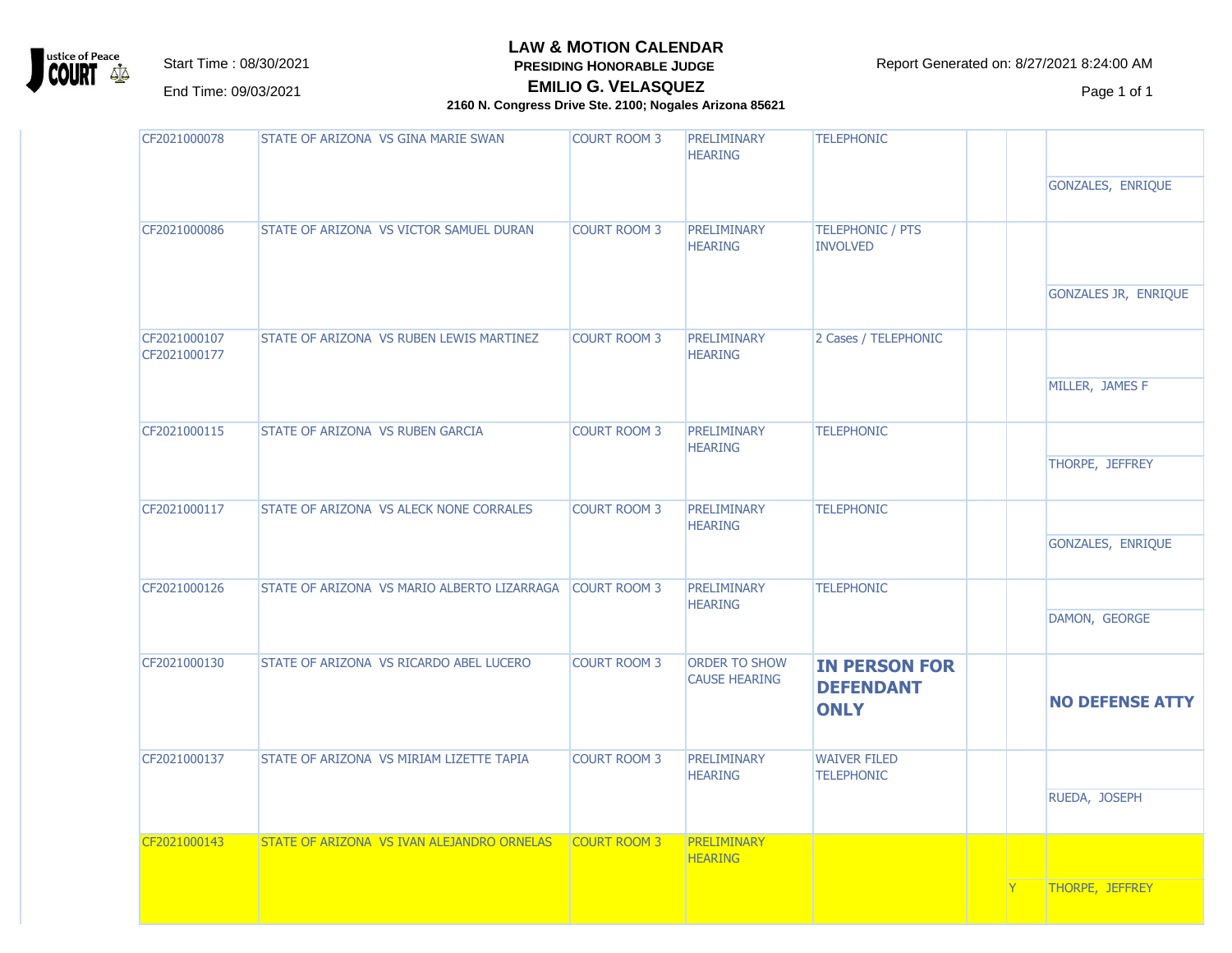# LAW & MOTION CALENDAR

**PRESIDING HONORABLE JUDGE**

**EMILIO G. VELASQUEZ**

**2160 N. Congress Drive Ste. 2100; Nogales Arizona 85621**

Start Time : 08/30/2021

End Time: 09/03/2021

Report Generated on: 8/27/2021 8:24:00 AM

| Case Number | Case Name | Location | Hearing Type | Notes | | | Attorney |
|---|---|---|---|---|---|---|---|
| CF2021000078 | STATE OF ARIZONA VS GINA MARIE SWAN | COURT ROOM 3 | PRELIMINARY HEARING | TELEPHONIC | | | GONZALES, ENRIQUE |
| CF2021000086 | STATE OF ARIZONA VS VICTOR SAMUEL DURAN | COURT ROOM 3 | PRELIMINARY HEARING | TELEPHONIC / PTS INVOLVED | | | GONZALES JR, ENRIQUE |
| CF2021000107 CF2021000177 | STATE OF ARIZONA VS RUBEN LEWIS MARTINEZ | COURT ROOM 3 | PRELIMINARY HEARING | 2 Cases / TELEPHONIC | | | MILLER, JAMES F |
| CF2021000115 | STATE OF ARIZONA VS RUBEN GARCIA | COURT ROOM 3 | PRELIMINARY HEARING | TELEPHONIC | | | THORPE, JEFFREY |
| CF2021000117 | STATE OF ARIZONA VS ALECK NONE CORRALES | COURT ROOM 3 | PRELIMINARY HEARING | TELEPHONIC | | | GONZALES, ENRIQUE |
| CF2021000126 | STATE OF ARIZONA VS MARIO ALBERTO LIZARRAGA | COURT ROOM 3 | PRELIMINARY HEARING | TELEPHONIC | | | DAMON, GEORGE |
| CF2021000130 | STATE OF ARIZONA VS RICARDO ABEL LUCERO | COURT ROOM 3 | ORDER TO SHOW CAUSE HEARING | **IN PERSON FOR DEFENDANT ONLY** | | | **NO DEFENSE ATTY** |
| CF2021000137 | STATE OF ARIZONA VS MIRIAM LIZETTE TAPIA | COURT ROOM 3 | PRELIMINARY HEARING | WAIVER FILED TELEPHONIC | | | RUEDA, JOSEPH |
| CF2021000143 | STATE OF ARIZONA VS IVAN ALEJANDRO ORNELAS | COURT ROOM 3 | PRELIMINARY HEARING | | | Y | THORPE, JEFFREY |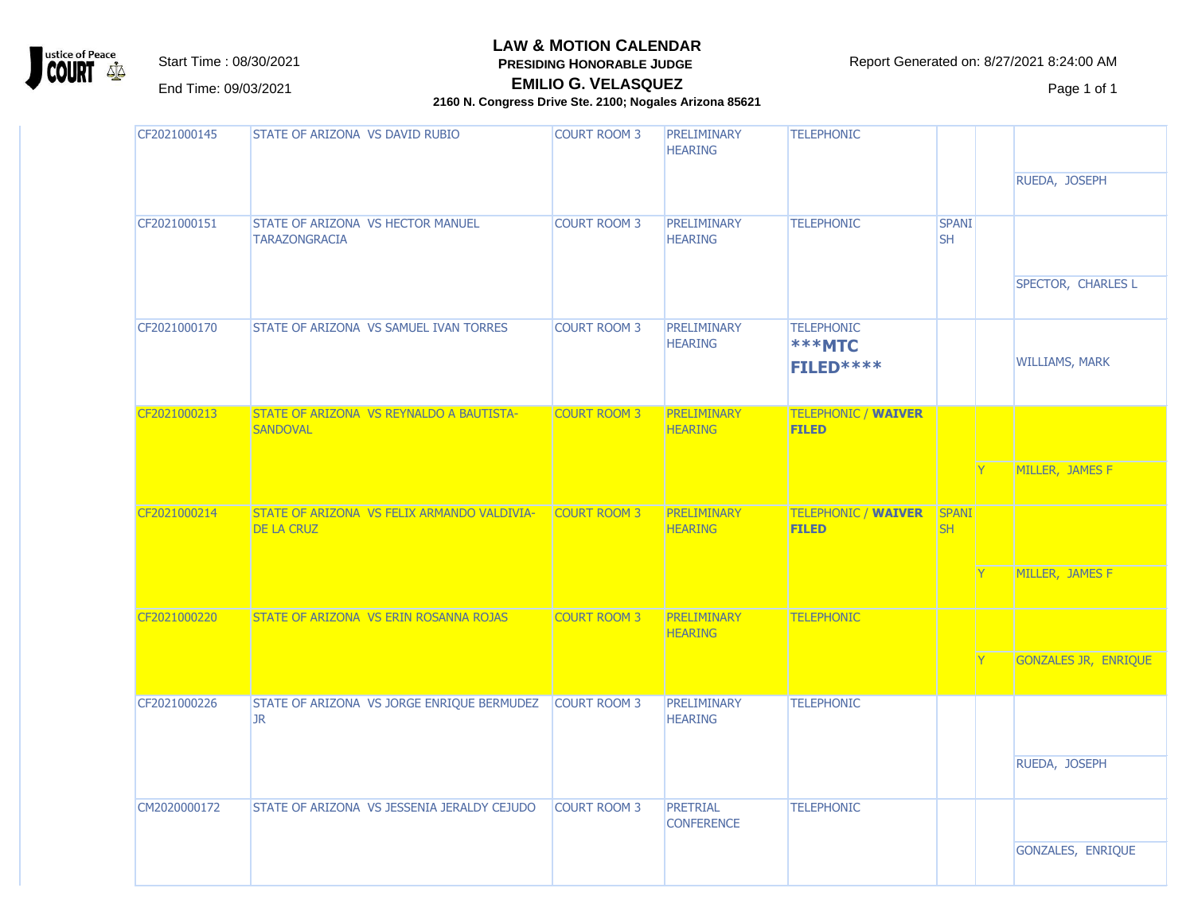# LAW & MOTION CALENDAR

**PRESIDING HONORABLE JUDGE**

**EMILIO G. VELASQUEZ**

**2160 N. Congress Drive Ste. 2100; Nogales Arizona 85621**

Start Time : 08/30/2021

End Time: 09/03/2021

Report Generated on: 8/27/2021 8:24:00 AM

| Case Number | Case Name | Court Room | Hearing Type | Notes | Interpreter | | Attorney |
|---|---|---|---|---|---|---|---|
| CF2021000145 | STATE OF ARIZONA VS DAVID RUBIO | COURT ROOM 3 | PRELIMINARY HEARING | TELEPHONIC | | | RUEDA, JOSEPH |
| CF2021000151 | STATE OF ARIZONA VS HECTOR MANUEL TARAZONGRACIA | COURT ROOM 3 | PRELIMINARY HEARING | TELEPHONIC | SPANISH | | SPECTOR, CHARLES L |
| CF2021000170 | STATE OF ARIZONA VS SAMUEL IVAN TORRES | COURT ROOM 3 | PRELIMINARY HEARING | TELEPHONIC **\*\*\*MTC FILED\*\*\*\*** | | | WILLIAMS, MARK |
| CF2021000213 | STATE OF ARIZONA VS REYNALDO A BAUTISTA-SANDOVAL | COURT ROOM 3 | PRELIMINARY HEARING | TELEPHONIC / **WAIVER FILED** | | Y | MILLER, JAMES F |
| CF2021000214 | STATE OF ARIZONA VS FELIX ARMANDO VALDIVIA-DE LA CRUZ | COURT ROOM 3 | PRELIMINARY HEARING | TELEPHONIC / **WAIVER FILED** | SPANISH | Y | MILLER, JAMES F |
| CF2021000220 | STATE OF ARIZONA VS ERIN ROSANNA ROJAS | COURT ROOM 3 | PRELIMINARY HEARING | TELEPHONIC | | Y | GONZALES JR, ENRIQUE |
| CF2021000226 | STATE OF ARIZONA VS JORGE ENRIQUE BERMUDEZ JR | COURT ROOM 3 | PRELIMINARY HEARING | TELEPHONIC | | | RUEDA, JOSEPH |
| CM2020000172 | STATE OF ARIZONA VS JESSENIA JERALDY CEJUDO | COURT ROOM 3 | PRETRIAL CONFERENCE | TELEPHONIC | | | GONZALES, ENRIQUE |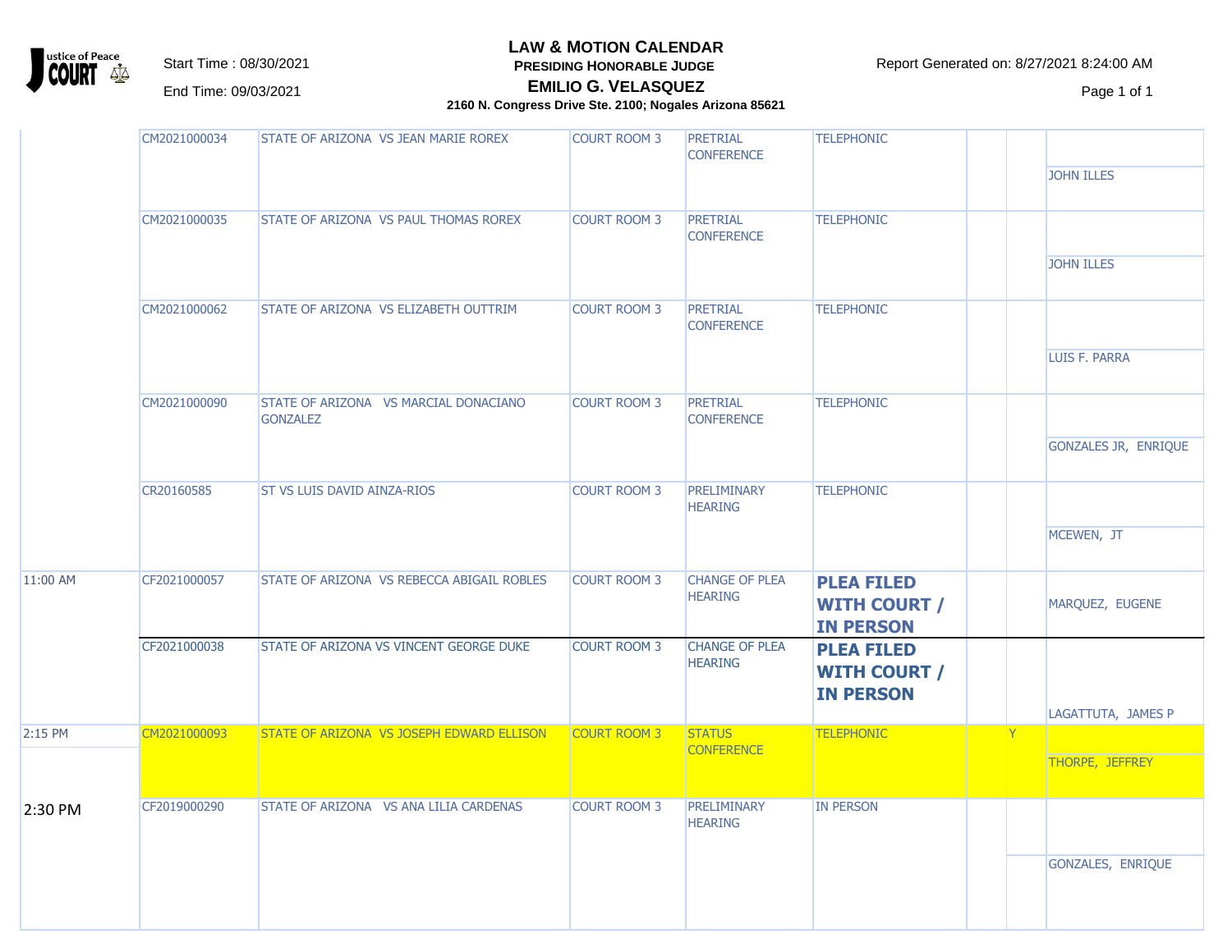# LAW & MOTION CALENDAR

**PRESIDING HONORABLE JUDGE**

**EMILIO G. VELASQUEZ**

**2160 N. Congress Drive Ste. 2100; Nogales Arizona 85621**

Start Time : 08/30/2021

End Time: 09/03/2021

Report Generated on: 8/27/2021 8:24:00 AM

| Time | Case Number | Case Name | Location | Hearing Type | Appearance | | | Attorney |
|---|---|---|---|---|---|---|---|---|
| | CM2021000034 | STATE OF ARIZONA VS JEAN MARIE ROREX | COURT ROOM 3 | PRETRIAL CONFERENCE | TELEPHONIC | | | JOHN ILLES |
| | CM2021000035 | STATE OF ARIZONA VS PAUL THOMAS ROREX | COURT ROOM 3 | PRETRIAL CONFERENCE | TELEPHONIC | | | JOHN ILLES |
| | CM2021000062 | STATE OF ARIZONA VS ELIZABETH OUTTRIM | COURT ROOM 3 | PRETRIAL CONFERENCE | TELEPHONIC | | | LUIS F. PARRA |
| | CM2021000090 | STATE OF ARIZONA VS MARCIAL DONACIANO GONZALEZ | COURT ROOM 3 | PRETRIAL CONFERENCE | TELEPHONIC | | | GONZALES JR, ENRIQUE |
| | CR20160585 | ST VS LUIS DAVID AINZA-RIOS | COURT ROOM 3 | PRELIMINARY HEARING | TELEPHONIC | | | MCEWEN, JT |
| 11:00 AM | CF2021000057 | STATE OF ARIZONA VS REBECCA ABIGAIL ROBLES | COURT ROOM 3 | CHANGE OF PLEA HEARING | **PLEA FILED WITH COURT / IN PERSON** | | | MARQUEZ, EUGENE |
| | CF2021000038 | STATE OF ARIZONA VS VINCENT GEORGE DUKE | COURT ROOM 3 | CHANGE OF PLEA HEARING | **PLEA FILED WITH COURT / IN PERSON** | | | LAGATTUTA, JAMES P |
| 2:15 PM | CM2021000093 | STATE OF ARIZONA VS JOSEPH EDWARD ELLISON | COURT ROOM 3 | STATUS CONFERENCE | TELEPHONIC | | Y | THORPE, JEFFREY |
| 2:30 PM | CF2019000290 | STATE OF ARIZONA VS ANA LILIA CARDENAS | COURT ROOM 3 | PRELIMINARY HEARING | IN PERSON | | | GONZALES, ENRIQUE |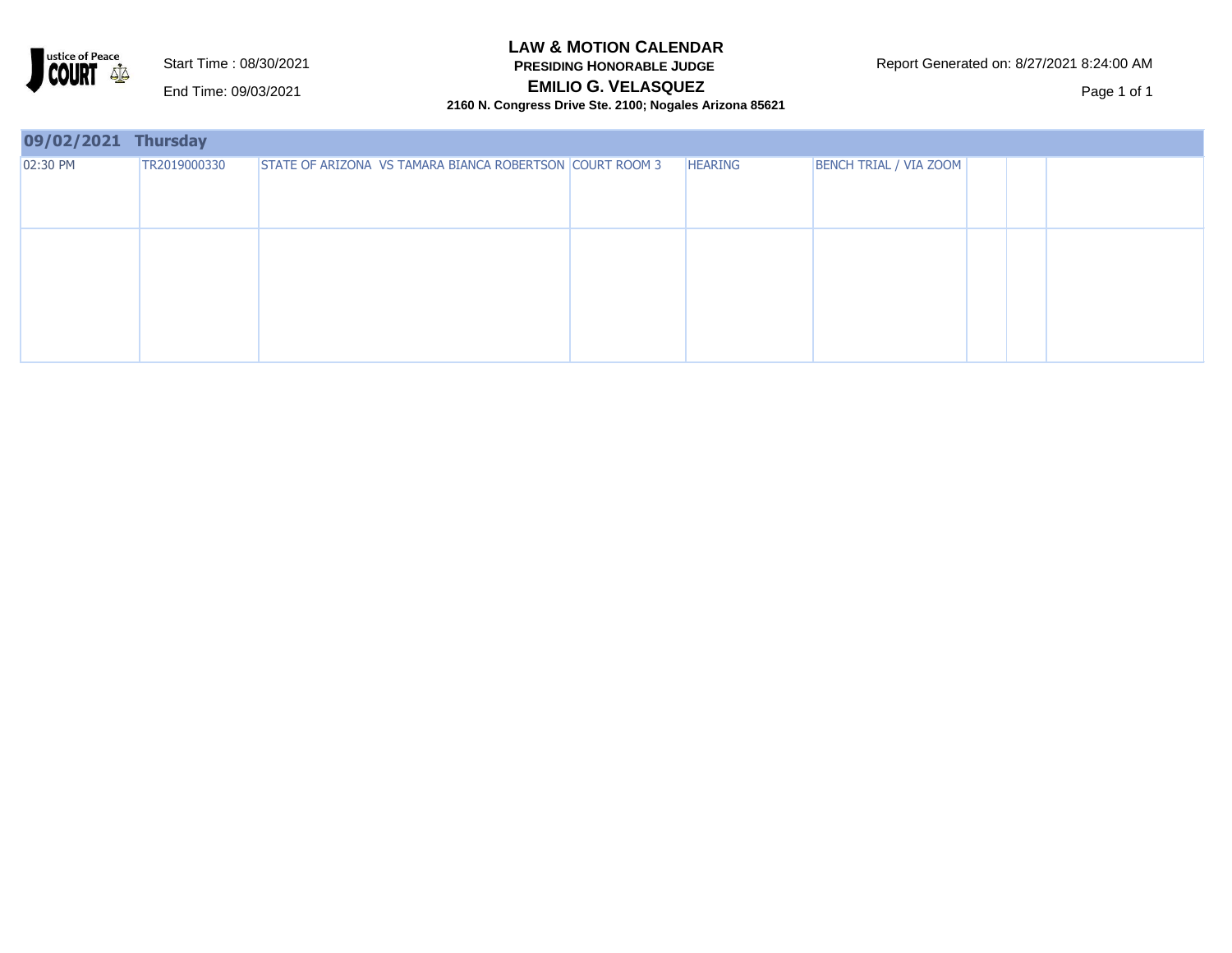Start Time : 08/30/2021

End Time: 09/03/2021

# LAW & MOTION CALENDAR

**PRESIDING HONORABLE JUDGE**

**EMILIO G. VELASQUEZ**

**2160 N. Congress Drive Ste. 2100; Nogales Arizona 85621**

Report Generated on: 8/27/2021 8:24:00 AM

## 09/02/2021 Thursday

| | | | | | | | | |
|---|---|---|---|---|---|---|---|---|
| 02:30 PM | TR2019000330 | STATE OF ARIZONA VS TAMARA BIANCA ROBERTSON | COURT ROOM 3 | HEARING | BENCH TRIAL / VIA ZOOM | | | |
| | | | | | | | | |